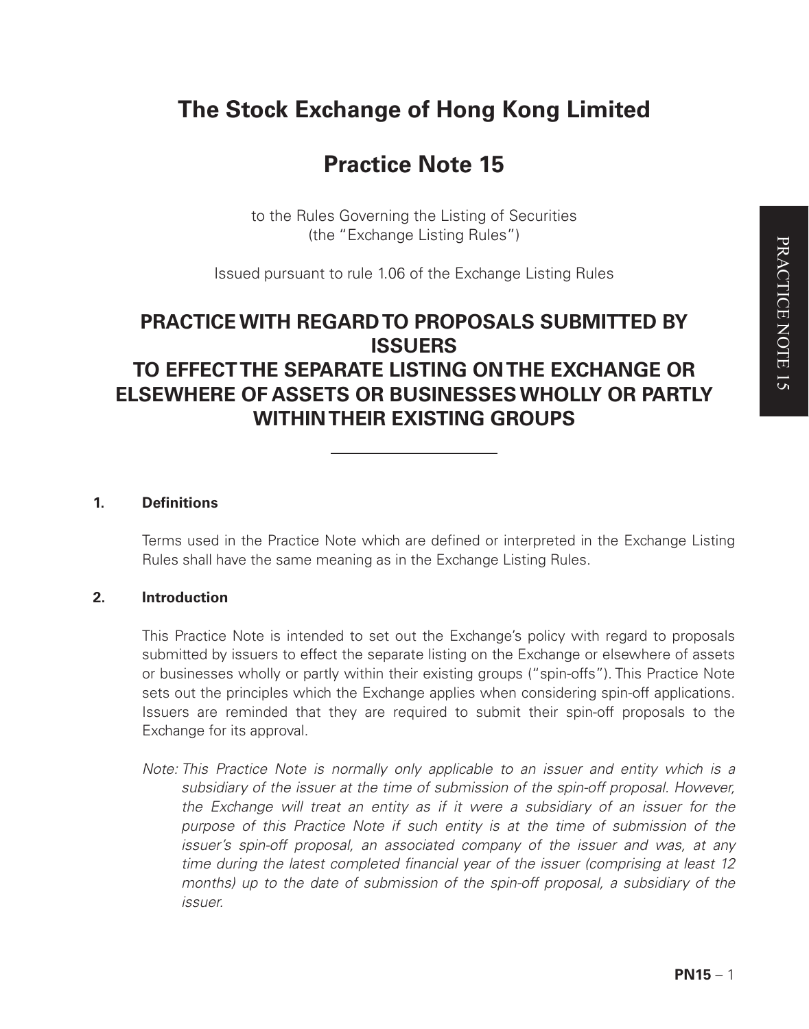# The Stock Exchange of Hong Kong Limited

# Practice Note 15

to the Rules Governing the Listing of Securities
(the "Exchange Listing Rules")

Issued pursuant to rule 1.06 of the Exchange Listing Rules

## PRACTICE WITH REGARD TO PROPOSALS SUBMITTED BY ISSUERS TO EFFECT THE SEPARATE LISTING ON THE EXCHANGE OR ELSEWHERE OF ASSETS OR BUSINESSES WHOLLY OR PARTLY WITHIN THEIR EXISTING GROUPS

---

### 1. Definitions

Terms used in the Practice Note which are defined or interpreted in the Exchange Listing Rules shall have the same meaning as in the Exchange Listing Rules.

### 2. Introduction

This Practice Note is intended to set out the Exchange's policy with regard to proposals submitted by issuers to effect the separate listing on the Exchange or elsewhere of assets or businesses wholly or partly within their existing groups ("spin-offs"). This Practice Note sets out the principles which the Exchange applies when considering spin-off applications. Issuers are reminded that they are required to submit their spin-off proposals to the Exchange for its approval.

*Note: This Practice Note is normally only applicable to an issuer and entity which is a subsidiary of the issuer at the time of submission of the spin-off proposal. However, the Exchange will treat an entity as if it were a subsidiary of an issuer for the purpose of this Practice Note if such entity is at the time of submission of the issuer's spin-off proposal, an associated company of the issuer and was, at any time during the latest completed financial year of the issuer (comprising at least 12 months) up to the date of submission of the spin-off proposal, a subsidiary of the issuer.*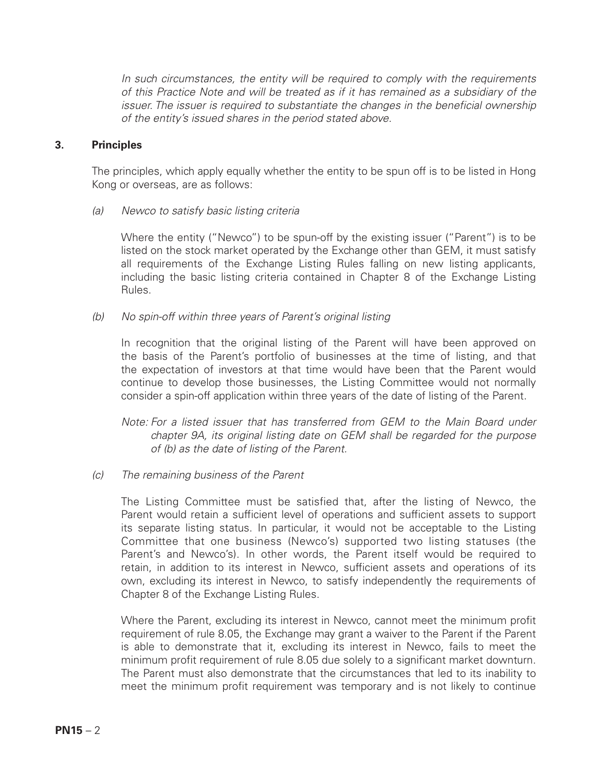*In such circumstances, the entity will be required to comply with the requirements of this Practice Note and will be treated as if it has remained as a subsidiary of the issuer. The issuer is required to substantiate the changes in the beneficial ownership of the entity's issued shares in the period stated above.*

## 3. Principles

The principles, which apply equally whether the entity to be spun off is to be listed in Hong Kong or overseas, are as follows:

*(a) Newco to satisfy basic listing criteria*

Where the entity ("Newco") to be spun-off by the existing issuer ("Parent") is to be listed on the stock market operated by the Exchange other than GEM, it must satisfy all requirements of the Exchange Listing Rules falling on new listing applicants, including the basic listing criteria contained in Chapter 8 of the Exchange Listing Rules.

*(b) No spin-off within three years of Parent's original listing*

In recognition that the original listing of the Parent will have been approved on the basis of the Parent's portfolio of businesses at the time of listing, and that the expectation of investors at that time would have been that the Parent would continue to develop those businesses, the Listing Committee would not normally consider a spin-off application within three years of the date of listing of the Parent.

*Note: For a listed issuer that has transferred from GEM to the Main Board under chapter 9A, its original listing date on GEM shall be regarded for the purpose of (b) as the date of listing of the Parent.*

*(c) The remaining business of the Parent*

The Listing Committee must be satisfied that, after the listing of Newco, the Parent would retain a sufficient level of operations and sufficient assets to support its separate listing status. In particular, it would not be acceptable to the Listing Committee that one business (Newco's) supported two listing statuses (the Parent's and Newco's). In other words, the Parent itself would be required to retain, in addition to its interest in Newco, sufficient assets and operations of its own, excluding its interest in Newco, to satisfy independently the requirements of Chapter 8 of the Exchange Listing Rules.

Where the Parent, excluding its interest in Newco, cannot meet the minimum profit requirement of rule 8.05, the Exchange may grant a waiver to the Parent if the Parent is able to demonstrate that it, excluding its interest in Newco, fails to meet the minimum profit requirement of rule 8.05 due solely to a significant market downturn. The Parent must also demonstrate that the circumstances that led to its inability to meet the minimum profit requirement was temporary and is not likely to continue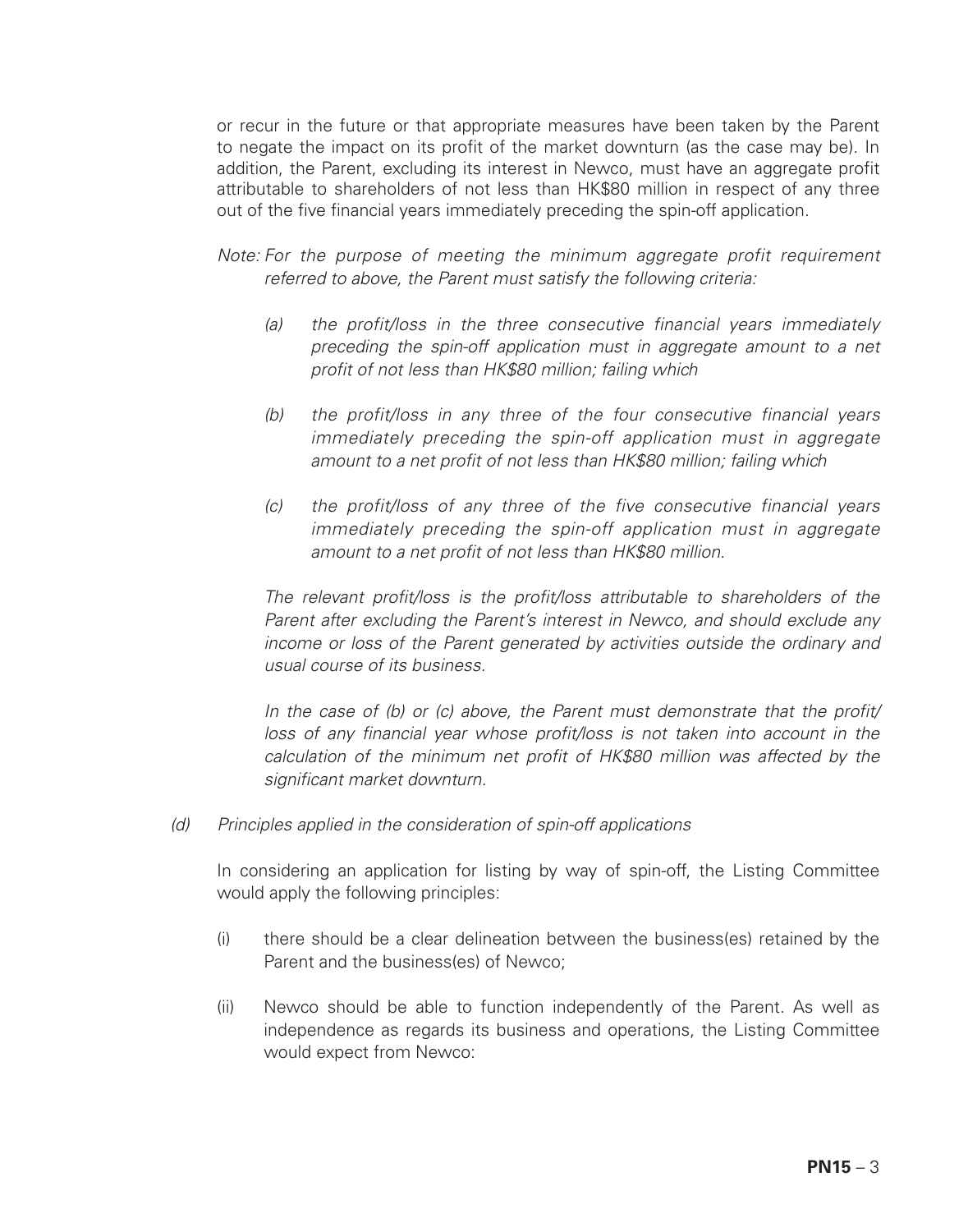or recur in the future or that appropriate measures have been taken by the Parent to negate the impact on its profit of the market downturn (as the case may be). In addition, the Parent, excluding its interest in Newco, must have an aggregate profit attributable to shareholders of not less than HK$80 million in respect of any three out of the five financial years immediately preceding the spin-off application.

*Note: For the purpose of meeting the minimum aggregate profit requirement referred to above, the Parent must satisfy the following criteria:*

*(a) the profit/loss in the three consecutive financial years immediately preceding the spin-off application must in aggregate amount to a net profit of not less than HK$80 million; failing which*

*(b) the profit/loss in any three of the four consecutive financial years immediately preceding the spin-off application must in aggregate amount to a net profit of not less than HK$80 million; failing which*

*(c) the profit/loss of any three of the five consecutive financial years immediately preceding the spin-off application must in aggregate amount to a net profit of not less than HK$80 million.*

*The relevant profit/loss is the profit/loss attributable to shareholders of the Parent after excluding the Parent's interest in Newco, and should exclude any income or loss of the Parent generated by activities outside the ordinary and usual course of its business.*

*In the case of (b) or (c) above, the Parent must demonstrate that the profit/loss of any financial year whose profit/loss is not taken into account in the calculation of the minimum net profit of HK$80 million was affected by the significant market downturn.*

*(d) Principles applied in the consideration of spin-off applications*

In considering an application for listing by way of spin-off, the Listing Committee would apply the following principles:

(i) there should be a clear delineation between the business(es) retained by the Parent and the business(es) of Newco;

(ii) Newco should be able to function independently of the Parent. As well as independence as regards its business and operations, the Listing Committee would expect from Newco: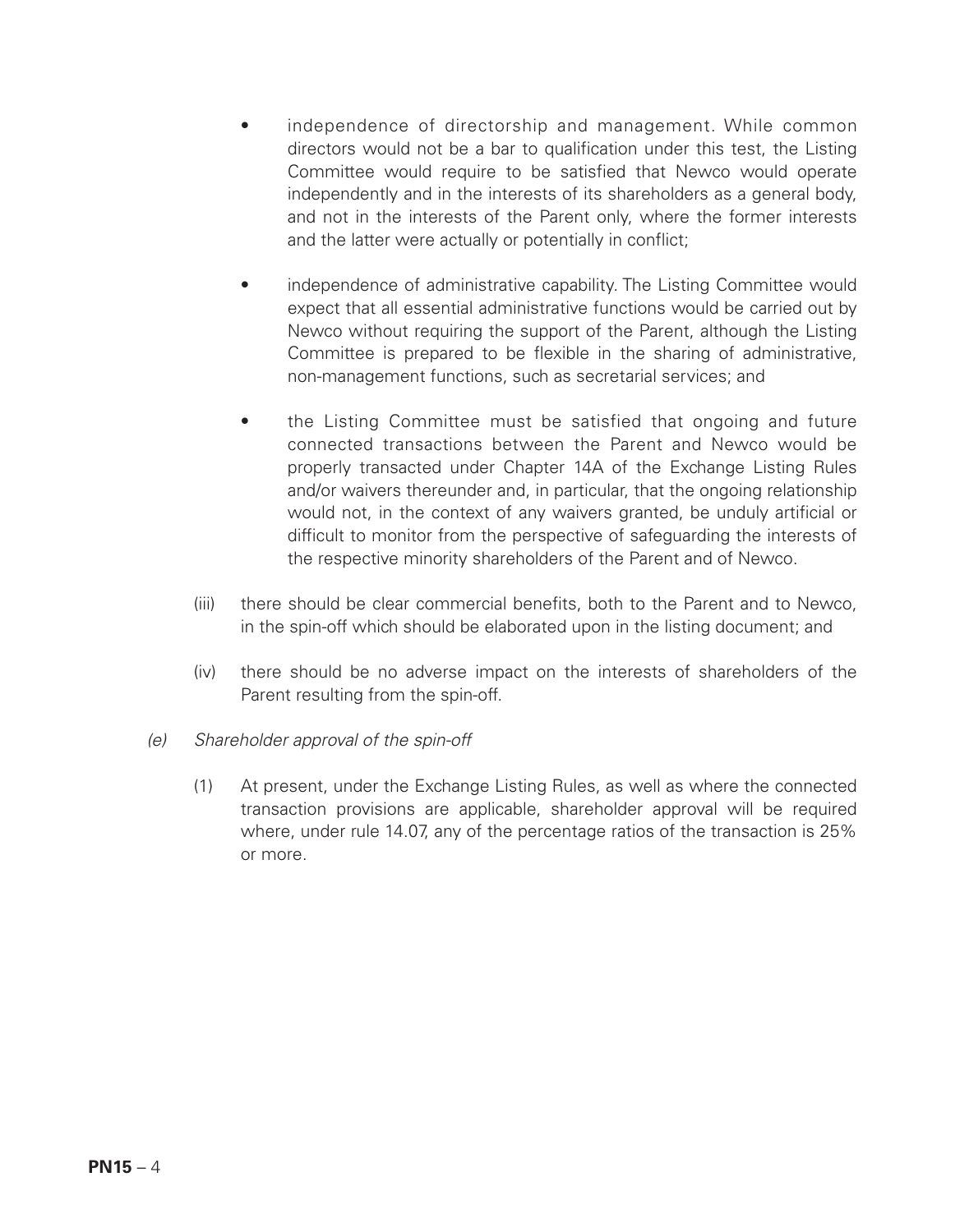- independence of directorship and management. While common directors would not be a bar to qualification under this test, the Listing Committee would require to be satisfied that Newco would operate independently and in the interests of its shareholders as a general body, and not in the interests of the Parent only, where the former interests and the latter were actually or potentially in conflict;

- independence of administrative capability. The Listing Committee would expect that all essential administrative functions would be carried out by Newco without requiring the support of the Parent, although the Listing Committee is prepared to be flexible in the sharing of administrative, non-management functions, such as secretarial services; and

- the Listing Committee must be satisfied that ongoing and future connected transactions between the Parent and Newco would be properly transacted under Chapter 14A of the Exchange Listing Rules and/or waivers thereunder and, in particular, that the ongoing relationship would not, in the context of any waivers granted, be unduly artificial or difficult to monitor from the perspective of safeguarding the interests of the respective minority shareholders of the Parent and of Newco.

(iii) there should be clear commercial benefits, both to the Parent and to Newco, in the spin-off which should be elaborated upon in the listing document; and

(iv) there should be no adverse impact on the interests of shareholders of the Parent resulting from the spin-off.

*(e) Shareholder approval of the spin-off*

(1) At present, under the Exchange Listing Rules, as well as where the connected transaction provisions are applicable, shareholder approval will be required where, under rule 14.07, any of the percentage ratios of the transaction is 25% or more.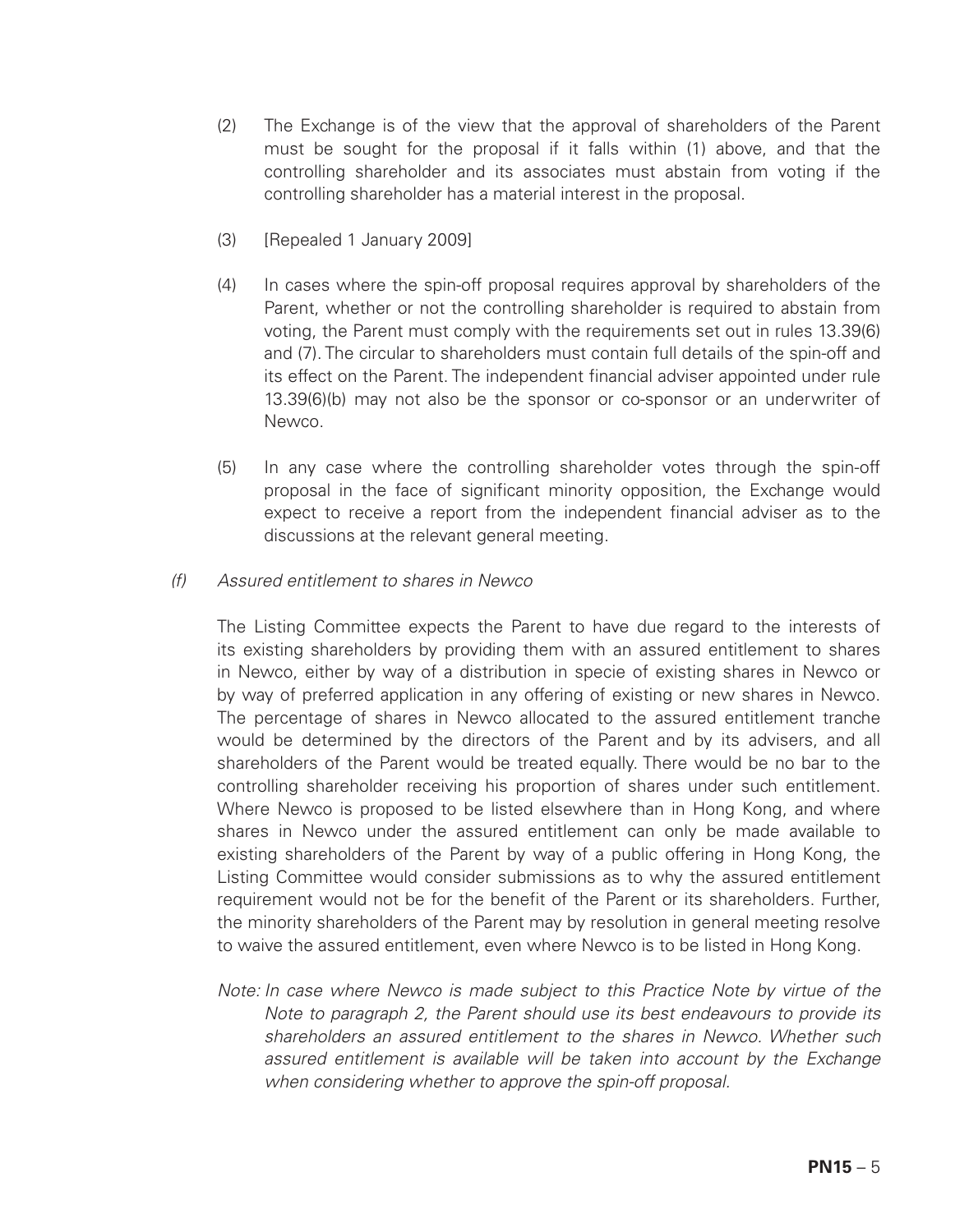(2) The Exchange is of the view that the approval of shareholders of the Parent must be sought for the proposal if it falls within (1) above, and that the controlling shareholder and its associates must abstain from voting if the controlling shareholder has a material interest in the proposal.

(3) [Repealed 1 January 2009]

(4) In cases where the spin-off proposal requires approval by shareholders of the Parent, whether or not the controlling shareholder is required to abstain from voting, the Parent must comply with the requirements set out in rules 13.39(6) and (7). The circular to shareholders must contain full details of the spin-off and its effect on the Parent. The independent financial adviser appointed under rule 13.39(6)(b) may not also be the sponsor or co-sponsor or an underwriter of Newco.

(5) In any case where the controlling shareholder votes through the spin-off proposal in the face of significant minority opposition, the Exchange would expect to receive a report from the independent financial adviser as to the discussions at the relevant general meeting.

*(f) Assured entitlement to shares in Newco*

The Listing Committee expects the Parent to have due regard to the interests of its existing shareholders by providing them with an assured entitlement to shares in Newco, either by way of a distribution in specie of existing shares in Newco or by way of preferred application in any offering of existing or new shares in Newco. The percentage of shares in Newco allocated to the assured entitlement tranche would be determined by the directors of the Parent and by its advisers, and all shareholders of the Parent would be treated equally. There would be no bar to the controlling shareholder receiving his proportion of shares under such entitlement. Where Newco is proposed to be listed elsewhere than in Hong Kong, and where shares in Newco under the assured entitlement can only be made available to existing shareholders of the Parent by way of a public offering in Hong Kong, the Listing Committee would consider submissions as to why the assured entitlement requirement would not be for the benefit of the Parent or its shareholders. Further, the minority shareholders of the Parent may by resolution in general meeting resolve to waive the assured entitlement, even where Newco is to be listed in Hong Kong.

*Note: In case where Newco is made subject to this Practice Note by virtue of the Note to paragraph 2, the Parent should use its best endeavours to provide its shareholders an assured entitlement to the shares in Newco. Whether such assured entitlement is available will be taken into account by the Exchange when considering whether to approve the spin-off proposal.*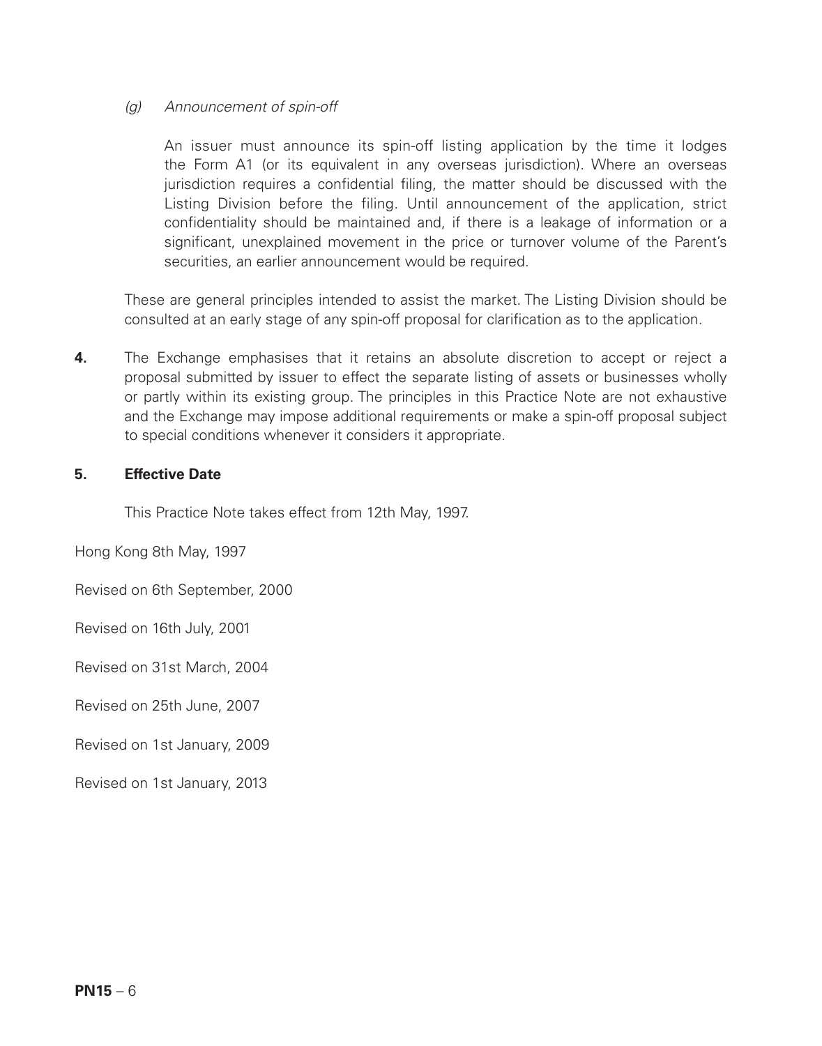(g) *Announcement of spin-off*

An issuer must announce its spin-off listing application by the time it lodges the Form A1 (or its equivalent in any overseas jurisdiction). Where an overseas jurisdiction requires a confidential filing, the matter should be discussed with the Listing Division before the filing. Until announcement of the application, strict confidentiality should be maintained and, if there is a leakage of information or a significant, unexplained movement in the price or turnover volume of the Parent's securities, an earlier announcement would be required.

These are general principles intended to assist the market. The Listing Division should be consulted at an early stage of any spin-off proposal for clarification as to the application.

**4.** The Exchange emphasises that it retains an absolute discretion to accept or reject a proposal submitted by issuer to effect the separate listing of assets or businesses wholly or partly within its existing group. The principles in this Practice Note are not exhaustive and the Exchange may impose additional requirements or make a spin-off proposal subject to special conditions whenever it considers it appropriate.

**5. Effective Date**

This Practice Note takes effect from 12th May, 1997.

Hong Kong 8th May, 1997

Revised on 6th September, 2000

Revised on 16th July, 2001

Revised on 31st March, 2004

Revised on 25th June, 2007

Revised on 1st January, 2009

Revised on 1st January, 2013